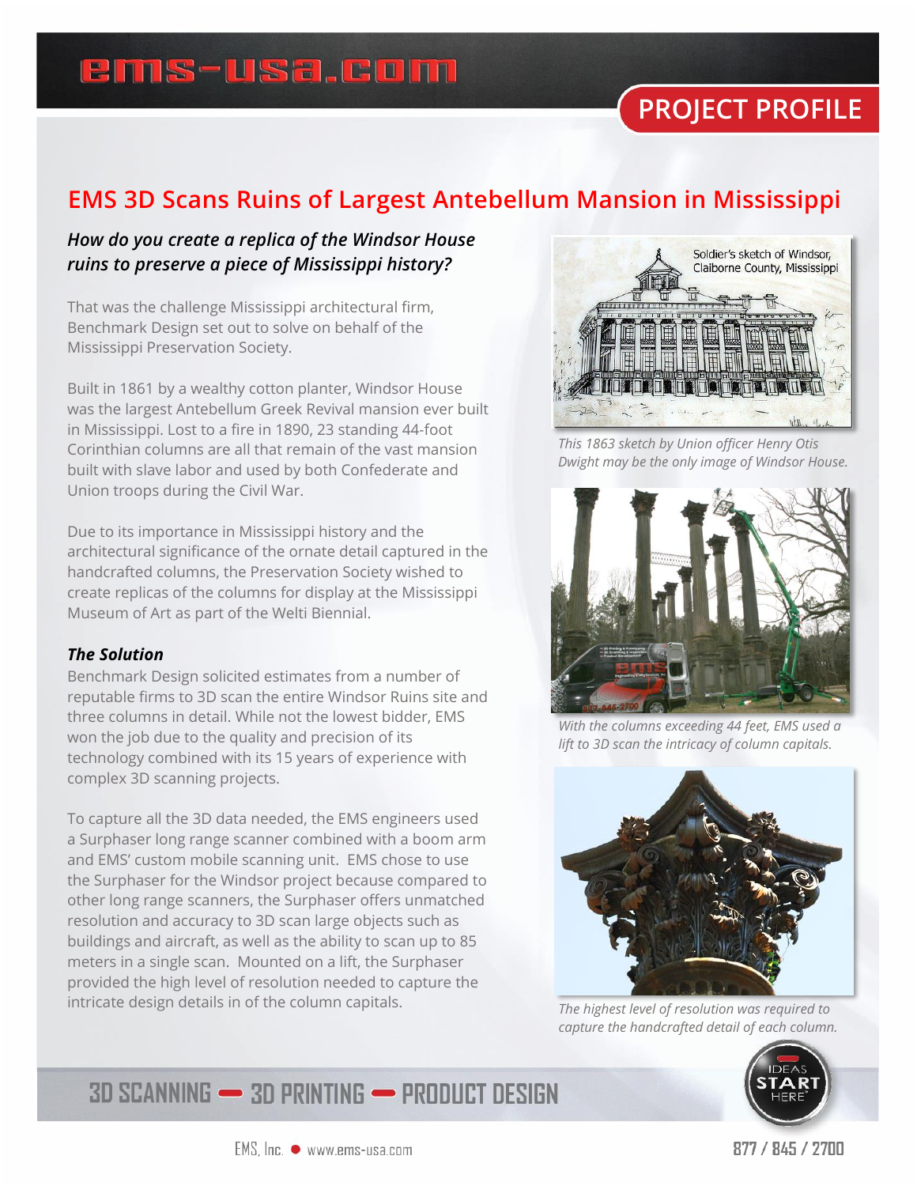PROJECT PROFILE

# EMS 3D Scans Ruins of Largest Antebellum Mansion in Mississippi

***How do you create a replica of the Windsor House ruins to preserve a piece of Mississippi history?***

That was the challenge Mississippi architectural firm, Benchmark Design set out to solve on behalf of the Mississippi Preservation Society.

Built in 1861 by a wealthy cotton planter, Windsor House was the largest Antebellum Greek Revival mansion ever built in Mississippi. Lost to a fire in 1890, 23 standing 44-foot Corinthian columns are all that remain of the vast mansion built with slave labor and used by both Confederate and Union troops during the Civil War.

Due to its importance in Mississippi history and the architectural significance of the ornate detail captured in the handcrafted columns, the Preservation Society wished to create replicas of the columns for display at the Mississippi Museum of Art as part of the Welti Biennial.

***The Solution***

Benchmark Design solicited estimates from a number of reputable firms to 3D scan the entire Windsor Ruins site and three columns in detail. While not the lowest bidder, EMS won the job due to the quality and precision of its technology combined with its 15 years of experience with complex 3D scanning projects.

To capture all the 3D data needed, the EMS engineers used a Surphaser long range scanner combined with a boom arm and EMS' custom mobile scanning unit. EMS chose to use the Surphaser for the Windsor project because compared to other long range scanners, the Surphaser offers unmatched resolution and accuracy to 3D scan large objects such as buildings and aircraft, as well as the ability to scan up to 85 meters in a single scan. Mounted on a lift, the Surphaser provided the high level of resolution needed to capture the intricate design details in of the column capitals.

Soldier's sketch of Windsor, Claiborne County, Mississippi

*This 1863 sketch by Union officer Henry Otis Dwight may be the only image of Windsor House.*

*With the columns exceeding 44 feet, EMS used a lift to 3D scan the intricacy of column capitals.*

*The highest level of resolution was required to capture the handcrafted detail of each column.*

3D SCANNING — 3D PRINTING — PRODUCT DESIGN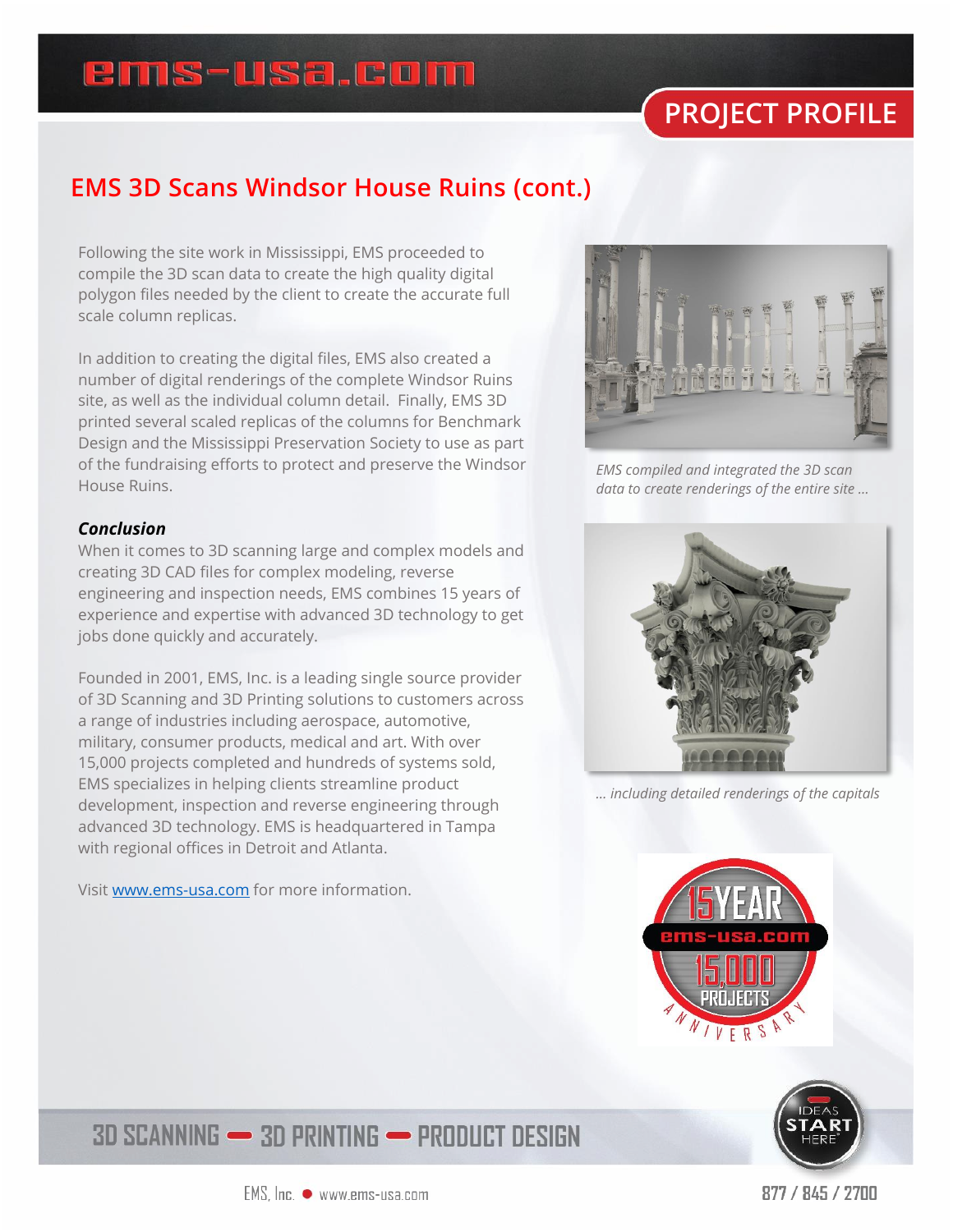# EMS 3D Scans Windsor House Ruins (cont.)

Following the site work in Mississippi, EMS proceeded to compile the 3D scan data to create the high quality digital polygon files needed by the client to create the accurate full scale column replicas.

In addition to creating the digital files, EMS also created a number of digital renderings of the complete Windsor Ruins site, as well as the individual column detail. Finally, EMS 3D printed several scaled replicas of the columns for Benchmark Design and the Mississippi Preservation Society to use as part of the fundraising efforts to protect and preserve the Windsor House Ruins.

*EMS compiled and integrated the 3D scan data to create renderings of the entire site ...*

*... including detailed renderings of the capitals*

***Conclusion***

When it comes to 3D scanning large and complex models and creating 3D CAD files for complex modeling, reverse engineering and inspection needs, EMS combines 15 years of experience and expertise with advanced 3D technology to get jobs done quickly and accurately.

Founded in 2001, EMS, Inc. is a leading single source provider of 3D Scanning and 3D Printing solutions to customers across a range of industries including aerospace, automotive, military, consumer products, medical and art. With over 15,000 projects completed and hundreds of systems sold, EMS specializes in helping clients streamline product development, inspection and reverse engineering through advanced 3D technology. EMS is headquartered in Tampa with regional offices in Detroit and Atlanta.

Visit [www.ems-usa.com](http://www.ems-usa.com) for more information.